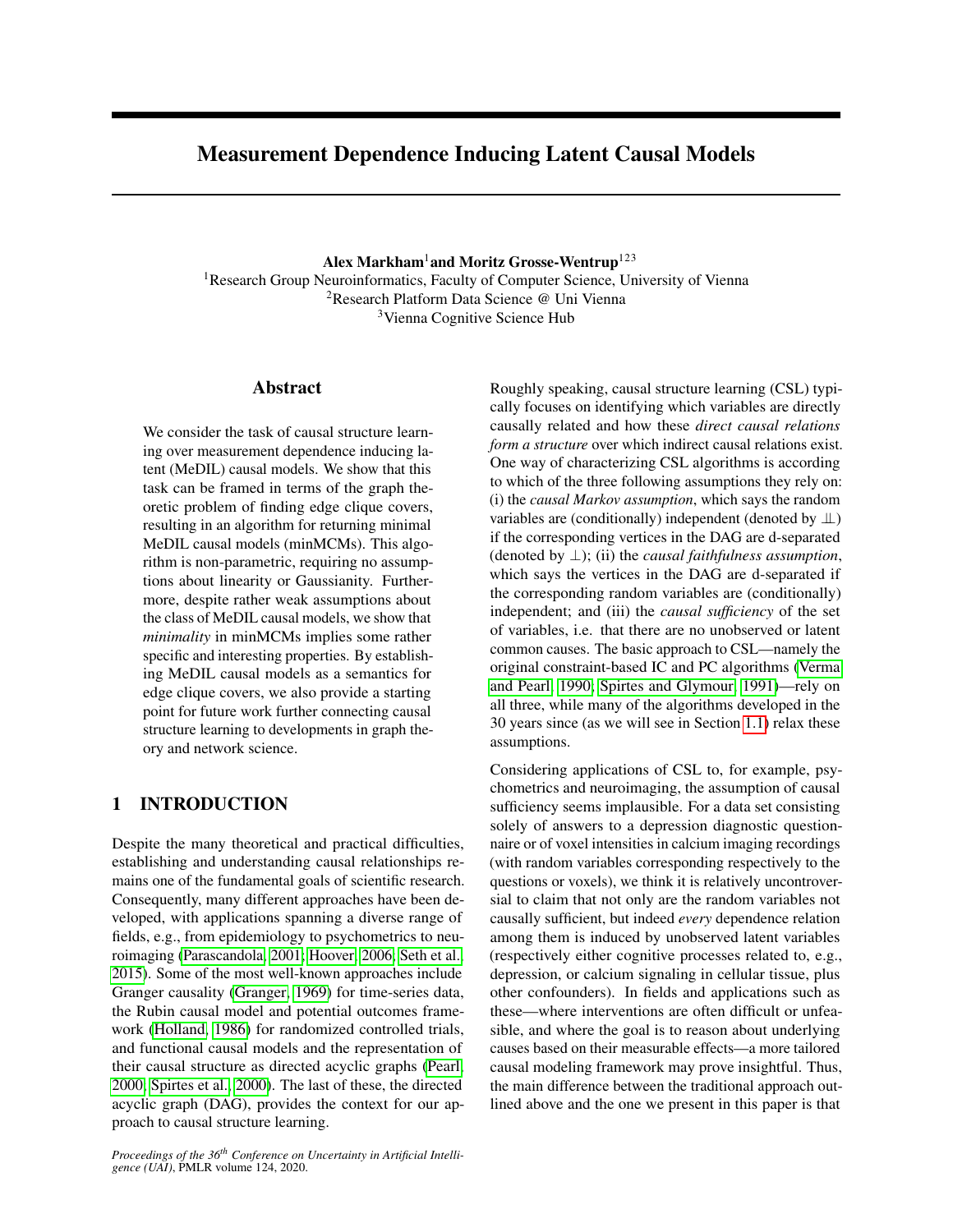# Measurement Dependence Inducing Latent Causal Models

**Alex Markham**[1] **and Moritz Grosse-Wentrup**[1,2,3]

[1]Research Group Neuroinformatics, Faculty of Computer Science, University of Vienna
[2]Research Platform Data Science @ Uni Vienna
[3]Vienna Cognitive Science Hub

## Abstract

We consider the task of causal structure learning over measurement dependence inducing latent (MeDIL) causal models. We show that this task can be framed in terms of the graph theoretic problem of finding edge clique covers, resulting in an algorithm for returning minimal MeDIL causal models (minMCMs). This algorithm is non-parametric, requiring no assumptions about linearity or Gaussianity. Furthermore, despite rather weak assumptions about the class of MeDIL causal models, we show that *minimality* in minMCMs implies some rather specific and interesting properties. By establishing MeDIL causal models as a semantics for edge clique covers, we also provide a starting point for future work further connecting causal structure learning to developments in graph theory and network science.

## 1 INTRODUCTION

Despite the many theoretical and practical difficulties, establishing and understanding causal relationships remains one of the fundamental goals of scientific research. Consequently, many different approaches have been developed, with applications spanning a diverse range of fields, e.g., from epidemiology to psychometrics to neuroimaging (Parascandola, 2001; Hoover, 2006; Seth et al., 2015). Some of the most well-known approaches include Granger causality (Granger, 1969) for time-series data, the Rubin causal model and potential outcomes framework (Holland, 1986) for randomized controlled trials, and functional causal models and the representation of their causal structure as directed acyclic graphs (Pearl, 2000; Spirtes et al., 2000). The last of these, the directed acyclic graph (DAG), provides the context for our approach to causal structure learning.

Roughly speaking, causal structure learning (CSL) typically focuses on identifying which variables are directly causally related and how these *direct causal relations form a structure* over which indirect causal relations exist. One way of characterizing CSL algorithms is according to which of the three following assumptions they rely on: (i) the *causal Markov assumption*, which says the random variables are (conditionally) independent (denoted by $\perp\!\!\!\perp$) if the corresponding vertices in the DAG are d-separated (denoted by $\perp$); (ii) the *causal faithfulness assumption*, which says the vertices in the DAG are d-separated if the corresponding random variables are (conditionally) independent; and (iii) the *causal sufficiency* of the set of variables, i.e. that there are no unobserved or latent common causes. The basic approach to CSL—namely the original constraint-based IC and PC algorithms (Verma and Pearl, 1990; Spirtes and Glymour, 1991)—rely on all three, while many of the algorithms developed in the 30 years since (as we will see in Section 1.1) relax these assumptions.

Considering applications of CSL to, for example, psychometrics and neuroimaging, the assumption of causal sufficiency seems implausible. For a data set consisting solely of answers to a depression diagnostic questionnaire or of voxel intensities in calcium imaging recordings (with random variables corresponding respectively to the questions or voxels), we think it is relatively uncontroversial to claim that not only are the random variables not causally sufficient, but indeed *every* dependence relation among them is induced by unobserved latent variables (respectively either cognitive processes related to, e.g., depression, or calcium signaling in cellular tissue, plus other confounders). In fields and applications such as these—where interventions are often difficult or unfeasible, and where the goal is to reason about underlying causes based on their measurable effects—a more tailored causal modeling framework may prove insightful. Thus, the main difference between the traditional approach outlined above and the one we present in this paper is that

*Proceedings of the 36th Conference on Uncertainty in Artificial Intelligence (UAI)*, PMLR volume 124, 2020.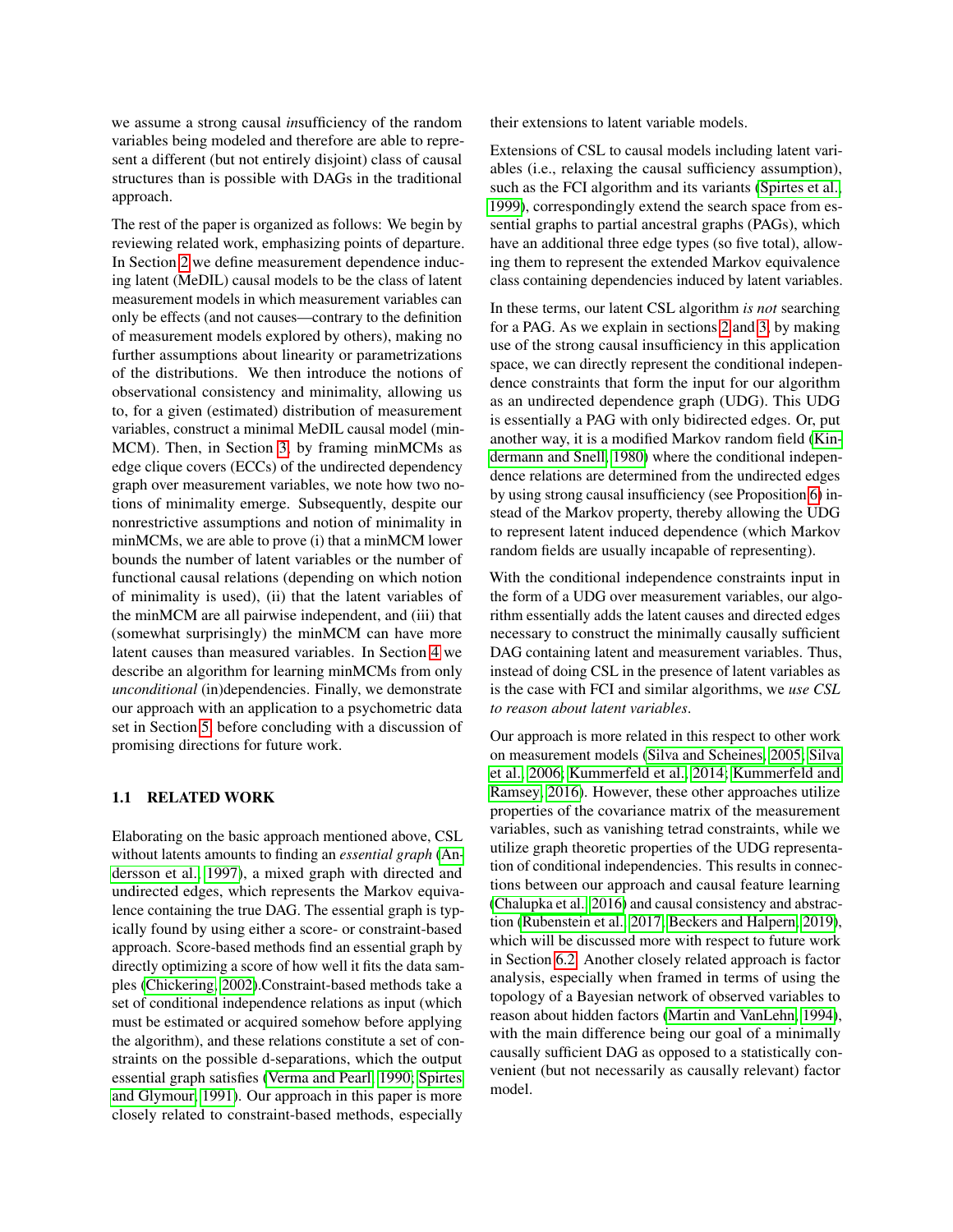we assume a strong causal *in*sufficiency of the random variables being modeled and therefore are able to represent a different (but not entirely disjoint) class of causal structures than is possible with DAGs in the traditional approach.

The rest of the paper is organized as follows: We begin by reviewing related work, emphasizing points of departure. In Section 2 we define measurement dependence inducing latent (MeDIL) causal models to be the class of latent measurement models in which measurement variables can only be effects (and not causes—contrary to the definition of measurement models explored by others), making no further assumptions about linearity or parametrizations of the distributions. We then introduce the notions of observational consistency and minimality, allowing us to, for a given (estimated) distribution of measurement variables, construct a minimal MeDIL causal model (minMCM). Then, in Section 3, by framing minMCMs as edge clique covers (ECCs) of the undirected dependency graph over measurement variables, we note how two notions of minimality emerge. Subsequently, despite our nonrestrictive assumptions and notion of minimality in minMCMs, we are able to prove (i) that a minMCM lower bounds the number of latent variables or the number of functional causal relations (depending on which notion of minimality is used), (ii) that the latent variables of the minMCM are all pairwise independent, and (iii) that (somewhat surprisingly) the minMCM can have more latent causes than measured variables. In Section 4 we describe an algorithm for learning minMCMs from only *unconditional* (in)dependencies. Finally, we demonstrate our approach with an application to a psychometric data set in Section 5, before concluding with a discussion of promising directions for future work.

### 1.1 RELATED WORK

Elaborating on the basic approach mentioned above, CSL without latents amounts to finding an *essential graph* (Andersson et al., 1997), a mixed graph with directed and undirected edges, which represents the Markov equivalence containing the true DAG. The essential graph is typically found by using either a score- or constraint-based approach. Score-based methods find an essential graph by directly optimizing a score of how well it fits the data samples (Chickering, 2002).Constraint-based methods take a set of conditional independence relations as input (which must be estimated or acquired somehow before applying the algorithm), and these relations constitute a set of constraints on the possible d-separations, which the output essential graph satisfies (Verma and Pearl, 1990; Spirtes and Glymour, 1991). Our approach in this paper is more closely related to constraint-based methods, especially their extensions to latent variable models.

Extensions of CSL to causal models including latent variables (i.e., relaxing the causal sufficiency assumption), such as the FCI algorithm and its variants (Spirtes et al., 1999), correspondingly extend the search space from essential graphs to partial ancestral graphs (PAGs), which have an additional three edge types (so five total), allowing them to represent the extended Markov equivalence class containing dependencies induced by latent variables.

In these terms, our latent CSL algorithm *is not* searching for a PAG. As we explain in sections 2 and 3, by making use of the strong causal insufficiency in this application space, we can directly represent the conditional independence constraints that form the input for our algorithm as an undirected dependence graph (UDG). This UDG is essentially a PAG with only bidirected edges. Or, put another way, it is a modified Markov random field (Kindermann and Snell, 1980) where the conditional independence relations are determined from the undirected edges by using strong causal insufficiency (see Proposition 6) instead of the Markov property, thereby allowing the UDG to represent latent induced dependence (which Markov random fields are usually incapable of representing).

With the conditional independence constraints input in the form of a UDG over measurement variables, our algorithm essentially adds the latent causes and directed edges necessary to construct the minimally causally sufficient DAG containing latent and measurement variables. Thus, instead of doing CSL in the presence of latent variables as is the case with FCI and similar algorithms, we *use CSL to reason about latent variables*.

Our approach is more related in this respect to other work on measurement models (Silva and Scheines, 2005; Silva et al., 2006; Kummerfeld et al., 2014; Kummerfeld and Ramsey, 2016). However, these other approaches utilize properties of the covariance matrix of the measurement variables, such as vanishing tetrad constraints, while we utilize graph theoretic properties of the UDG representation of conditional independencies. This results in connections between our approach and causal feature learning (Chalupka et al., 2016) and causal consistency and abstraction (Rubenstein et al., 2017; Beckers and Halpern, 2019), which will be discussed more with respect to future work in Section 6.2. Another closely related approach is factor analysis, especially when framed in terms of using the topology of a Bayesian network of observed variables to reason about hidden factors (Martin and VanLehn, 1994), with the main difference being our goal of a minimally causally sufficient DAG as opposed to a statistically convenient (but not necessarily as causally relevant) factor model.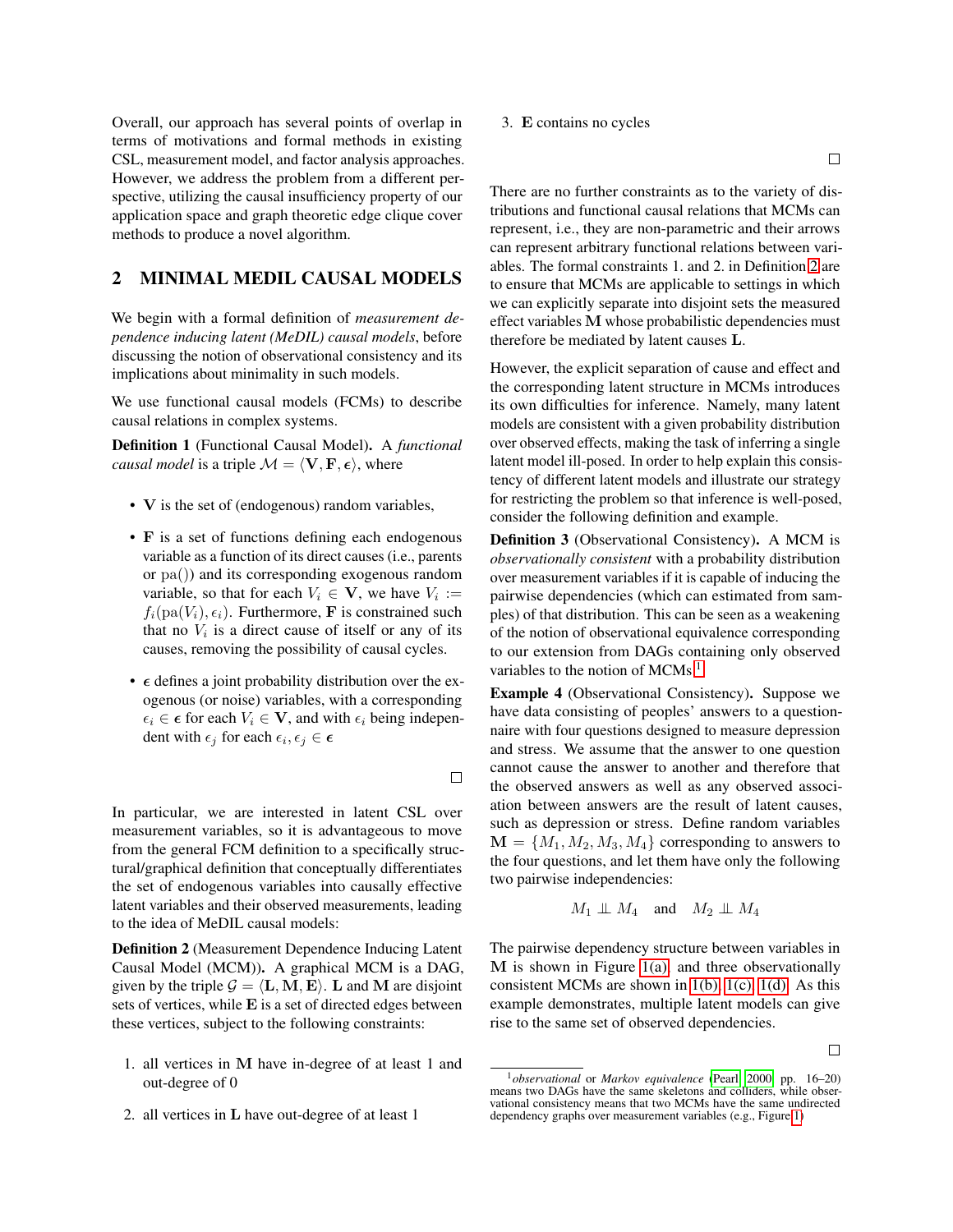Overall, our approach has several points of overlap in terms of motivations and formal methods in existing CSL, measurement model, and factor analysis approaches. However, we address the problem from a different perspective, utilizing the causal insufficiency property of our application space and graph theoretic edge clique cover methods to produce a novel algorithm.

## 2 MINIMAL MEDIL CAUSAL MODELS

We begin with a formal definition of *measurement dependence inducing latent (MeDIL) causal models*, before discussing the notion of observational consistency and its implications about minimality in such models.

We use functional causal models (FCMs) to describe causal relations in complex systems.

**Definition 1** (Functional Causal Model)**.** A *functional causal model* is a triple $\mathcal{M} = \langle \mathbf{V}, \mathbf{F}, \boldsymbol{\epsilon} \rangle$, where

- $\mathbf{V}$ is the set of (endogenous) random variables,
- $\mathbf{F}$ is a set of functions defining each endogenous variable as a function of its direct causes (i.e., parents or $\mathrm{pa}()$) and its corresponding exogenous random variable, so that for each $V_i \in \mathbf{V}$, we have $V_i := f_i(\mathrm{pa}(V_i), \epsilon_i)$. Furthermore, $\mathbf{F}$ is constrained such that no $V_i$ is a direct cause of itself or any of its causes, removing the possibility of causal cycles.
- $\boldsymbol{\epsilon}$ defines a joint probability distribution over the exogenous (or noise) variables, with a corresponding $\epsilon_i \in \boldsymbol{\epsilon}$ for each $V_i \in \mathbf{V}$, and with $\epsilon_i$ being independent with $\epsilon_j$ for each $\epsilon_i, \epsilon_j \in \boldsymbol{\epsilon}$

□

In particular, we are interested in latent CSL over measurement variables, so it is advantageous to move from the general FCM definition to a specifically structural/graphical definition that conceptually differentiates the set of endogenous variables into causally effective latent variables and their observed measurements, leading to the idea of MeDIL causal models:

**Definition 2** (Measurement Dependence Inducing Latent Causal Model (MCM))**.** A graphical MCM is a DAG, given by the triple $\mathcal{G} = \langle \mathbf{L}, \mathbf{M}, \mathbf{E} \rangle$. $\mathbf{L}$ and $\mathbf{M}$ are disjoint sets of vertices, while $\mathbf{E}$ is a set of directed edges between these vertices, subject to the following constraints:

1. all vertices in $\mathbf{M}$ have in-degree of at least 1 and out-degree of 0
2. all vertices in $\mathbf{L}$ have out-degree of at least 1
3. $\mathbf{E}$ contains no cycles

□

There are no further constraints as to the variety of distributions and functional causal relations that MCMs can represent, i.e., they are non-parametric and their arrows can represent arbitrary functional relations between variables. The formal constraints 1. and 2. in Definition 2 are to ensure that MCMs are applicable to settings in which we can explicitly separate into disjoint sets the measured effect variables $\mathbf{M}$ whose probabilistic dependencies must therefore be mediated by latent causes $\mathbf{L}$.

However, the explicit separation of cause and effect and the corresponding latent structure in MCMs introduces its own difficulties for inference. Namely, many latent models are consistent with a given probability distribution over observed effects, making the task of inferring a single latent model ill-posed. In order to help explain this consistency of different latent models and illustrate our strategy for restricting the problem so that inference is well-posed, consider the following definition and example.

**Definition 3** (Observational Consistency)**.** A MCM is *observationally consistent* with a probability distribution over measurement variables if it is capable of inducing the pairwise dependencies (which can estimated from samples) of that distribution. This can be seen as a weakening of the notion of observational equivalence corresponding to our extension from DAGs containing only observed variables to the notion of MCMs.[1]

**Example 4** (Observational Consistency)**.** Suppose we have data consisting of peoples' answers to a questionnaire with four questions designed to measure depression and stress. We assume that the answer to one question cannot cause the answer to another and therefore that the observed answers as well as any observed association between answers are the result of latent causes, such as depression or stress. Define random variables $\mathbf{M} = \{M_1, M_2, M_3, M_4\}$ corresponding to answers to the four questions, and let them have only the following two pairwise independencies:

$$M_1 \perp\!\!\!\perp M_4 \quad \text{and} \quad M_2 \perp\!\!\!\perp M_4$$

The pairwise dependency structure between variables in $\mathbf{M}$ is shown in Figure 1(a), and three observationally consistent MCMs are shown in 1(b), 1(c), 1(d). As this example demonstrates, multiple latent models can give rise to the same set of observed dependencies.

□

[1] *observational* or *Markov equivalence* (Pearl, 2000, pp. 16–20) means two DAGs have the same skeletons and colliders, while observational consistency means that two MCMs have the same undirected dependency graphs over measurement variables (e.g., Figure 1)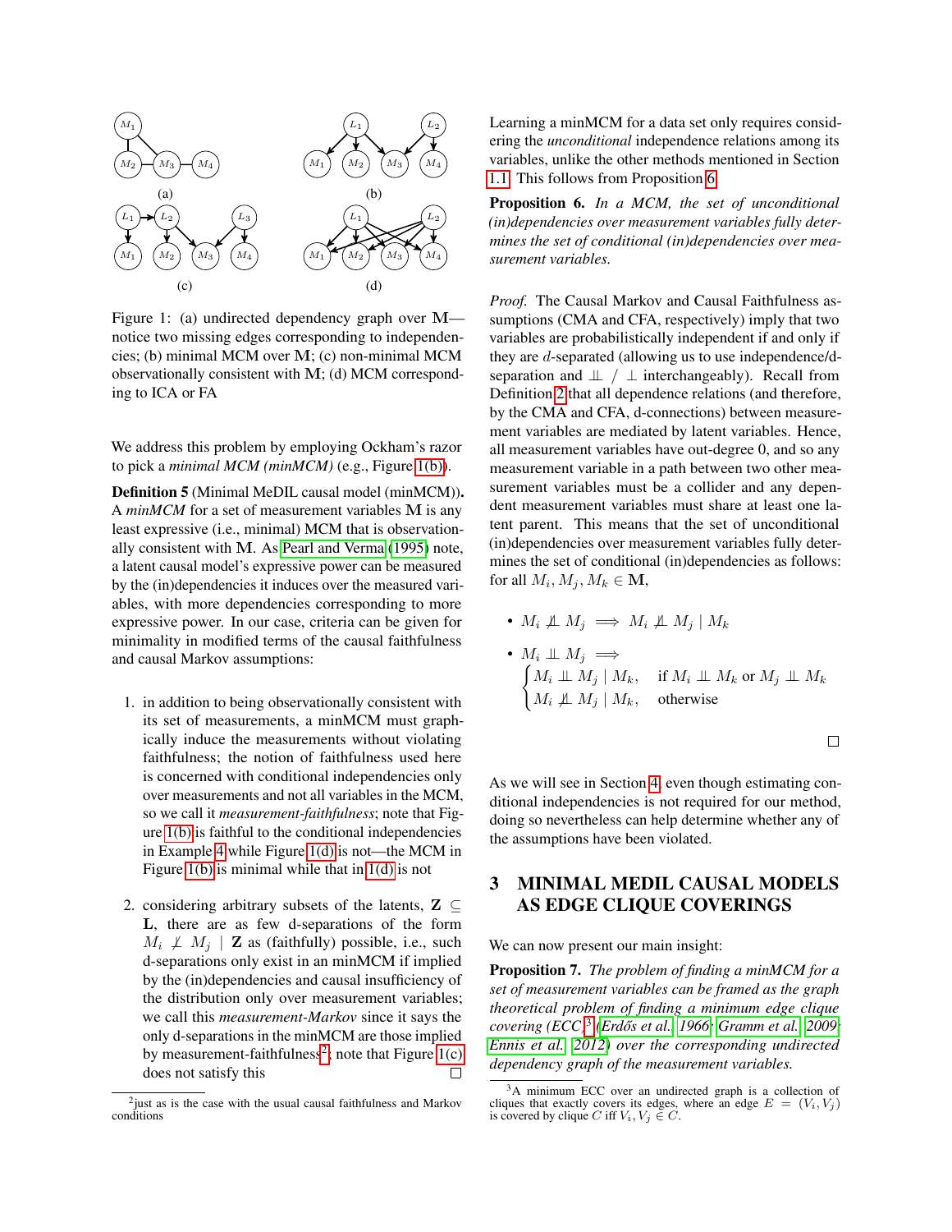Figure 1: (a) undirected dependency graph over $\mathbf{M}$—notice two missing edges corresponding to independencies; (b) minimal MCM over $\mathbf{M}$; (c) non-minimal MCM observationally consistent with $\mathbf{M}$; (d) MCM corresponding to ICA or FA

We address this problem by employing Ockham's razor to pick a *minimal MCM (minMCM)* (e.g., Figure 1(b)).

**Definition 5** (Minimal MeDIL causal model (minMCM))**.** A *minMCM* for a set of measurement variables $\mathbf{M}$ is any least expressive (i.e., minimal) MCM that is observationally consistent with $\mathbf{M}$. As Pearl and Verma (1995) note, a latent causal model's expressive power can be measured by the (in)dependencies it induces over the measured variables, with more dependencies corresponding to more expressive power. In our case, criteria can be given for minimality in modified terms of the causal faithfulness and causal Markov assumptions:

1. in addition to being observationally consistent with its set of measurements, a minMCM must graphically induce the measurements without violating faithfulness; the notion of faithfulness used here is concerned with conditional independencies only over measurements and not all variables in the MCM, so we call it *measurement-faithfulness*; note that Figure 1(b) is faithful to the conditional independencies in Example 4 while Figure 1(d) is not—the MCM in Figure 1(b) is minimal while that in 1(d) is not

2. considering arbitrary subsets of the latents, $\mathbf{Z} \subseteq \mathbf{L}$, there are as few d-separations of the form $M_i \not\perp M_j \mid \mathbf{Z}$ as (faithfully) possible, i.e., such d-separations only exist in an minMCM if implied by the (in)dependencies and causal insufficiency of the distribution only over measurement variables; we call this *measurement-Markov* since it says the only d-separations in the minMCM are those implied by measurement-faithfulness[2]; note that Figure 1(c) does not satisfy this □

[2] just as is the case with the usual causal faithfulness and Markov conditions

Learning a minMCM for a data set only requires considering the *unconditional* independence relations among its variables, unlike the other methods mentioned in Section 1.1. This follows from Proposition 6.

**Proposition 6.** *In a MCM, the set of unconditional (in)dependencies over measurement variables fully determines the set of conditional (in)dependencies over measurement variables.*

*Proof.* The Causal Markov and Causal Faithfulness assumptions (CMA and CFA, respectively) imply that two variables are probabilistically independent if and only if they are $d$-separated (allowing us to use independence/d-separation and $\perp\!\!\!\perp$ / $\perp$ interchangeably). Recall from Definition 2 that all dependence relations (and therefore, by the CMA and CFA, d-connections) between measurement variables are mediated by latent variables. Hence, all measurement variables have out-degree 0, and so any measurement variable in a path between two other measurement variables must be a collider and any dependent measurement variables must share at least one latent parent. This means that the set of unconditional (in)dependencies over measurement variables fully determines the set of conditional (in)dependencies as follows: for all $M_i, M_j, M_k \in \mathbf{M}$,

- $M_i \not\perp\!\!\!\perp M_j \implies M_i \not\perp\!\!\!\perp M_j \mid M_k$
- $M_i \perp\!\!\!\perp M_j \implies$
$$\begin{cases} M_i \perp\!\!\!\perp M_j \mid M_k, & \text{if } M_i \perp\!\!\!\perp M_k \text{ or } M_j \perp\!\!\!\perp M_k \\ M_i \not\perp\!\!\!\perp M_j \mid M_k, & \text{otherwise} \end{cases}$$

□

As we will see in Section 4, even though estimating conditional independencies is not required for our method, doing so nevertheless can help determine whether any of the assumptions have been violated.

## 3 MINIMAL MEDIL CAUSAL MODELS AS EDGE CLIQUE COVERINGS

We can now present our main insight:

**Proposition 7.** *The problem of finding a minMCM for a set of measurement variables can be framed as the graph theoretical problem of finding a minimum edge clique covering (ECC)*[3] *(Erdős et al., 1966; Gramm et al., 2009; Ennis et al., 2012) over the corresponding undirected dependency graph of the measurement variables.*

[3] A minimum ECC over an undirected graph is a collection of cliques that exactly covers its edges, where an edge $E = (V_i, V_j)$ is covered by clique $C$ iff $V_i, V_j \in C$.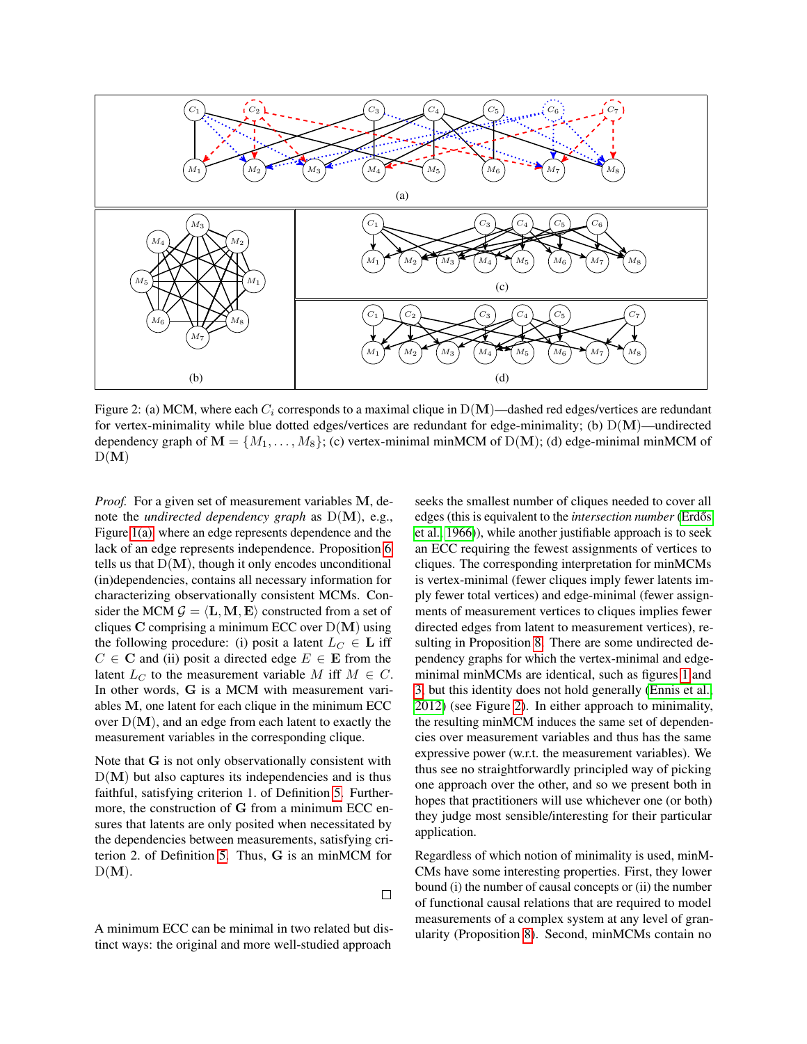Figure 2: (a) MCM, where each $C_i$ corresponds to a maximal clique in $\mathrm{D}(\mathbf{M})$—dashed red edges/vertices are redundant for vertex-minimality while blue dotted edges/vertices are redundant for edge-minimality; (b) $\mathrm{D}(\mathbf{M})$—undirected dependency graph of $\mathbf{M} = \{M_1, \ldots, M_8\}$; (c) vertex-minimal minMCM of $\mathrm{D}(\mathbf{M})$; (d) edge-minimal minMCM of $\mathrm{D}(\mathbf{M})$

*Proof.* For a given set of measurement variables $\mathbf{M}$, denote the *undirected dependency graph* as $\mathrm{D}(\mathbf{M})$, e.g., Figure 1(a), where an edge represents dependence and the lack of an edge represents independence. Proposition 6 tells us that $\mathrm{D}(\mathbf{M})$, though it only encodes unconditional (in)dependencies, contains all necessary information for characterizing observationally consistent MCMs. Consider the MCM $\mathcal{G} = \langle \mathbf{L}, \mathbf{M}, \mathbf{E} \rangle$ constructed from a set of cliques $\mathbf{C}$ comprising a minimum ECC over $\mathrm{D}(\mathbf{M})$ using the following procedure: (i) posit a latent $L_C \in \mathbf{L}$ iff $C \in \mathbf{C}$ and (ii) posit a directed edge $E \in \mathbf{E}$ from the latent $L_C$ to the measurement variable $M$ iff $M \in C$. In other words, $\mathbf{G}$ is a MCM with measurement variables $\mathbf{M}$, one latent for each clique in the minimum ECC over $\mathrm{D}(\mathbf{M})$, and an edge from each latent to exactly the measurement variables in the corresponding clique.

Note that $\mathbf{G}$ is not only observationally consistent with $\mathrm{D}(\mathbf{M})$ but also captures its independencies and is thus faithful, satisfying criterion 1. of Definition 5. Furthermore, the construction of $\mathbf{G}$ from a minimum ECC ensures that latents are only posited when necessitated by the dependencies between measurements, satisfying criterion 2. of Definition 5. Thus, $\mathbf{G}$ is an minMCM for $\mathrm{D}(\mathbf{M})$. $\square$

A minimum ECC can be minimal in two related but distinct ways: the original and more well-studied approach seeks the smallest number of cliques needed to cover all edges (this is equivalent to the *intersection number* (Erdős et al., 1966)), while another justifiable approach is to seek an ECC requiring the fewest assignments of vertices to cliques. The corresponding interpretation for minMCMs is vertex-minimal (fewer cliques imply fewer latents imply fewer total vertices) and edge-minimal (fewer assignments of measurement vertices to cliques implies fewer directed edges from latent to measurement vertices), resulting in Proposition 8. There are some undirected dependency graphs for which the vertex-minimal and edge-minimal minMCMs are identical, such as figures 1 and 3, but this identity does not hold generally (Ennis et al., 2012) (see Figure 2). In either approach to minimality, the resulting minMCM induces the same set of dependencies over measurement variables and thus has the same expressive power (w.r.t. the measurement variables). We thus see no straightforwardly principled way of picking one approach over the other, and so we present both in hopes that practitioners will use whichever one (or both) they judge most sensible/interesting for their particular application.

Regardless of which notion of minimality is used, minMCMs have some interesting properties. First, they lower bound (i) the number of causal concepts or (ii) the number of functional causal relations that are required to model measurements of a complex system at any level of granularity (Proposition 8). Second, minMCMs contain no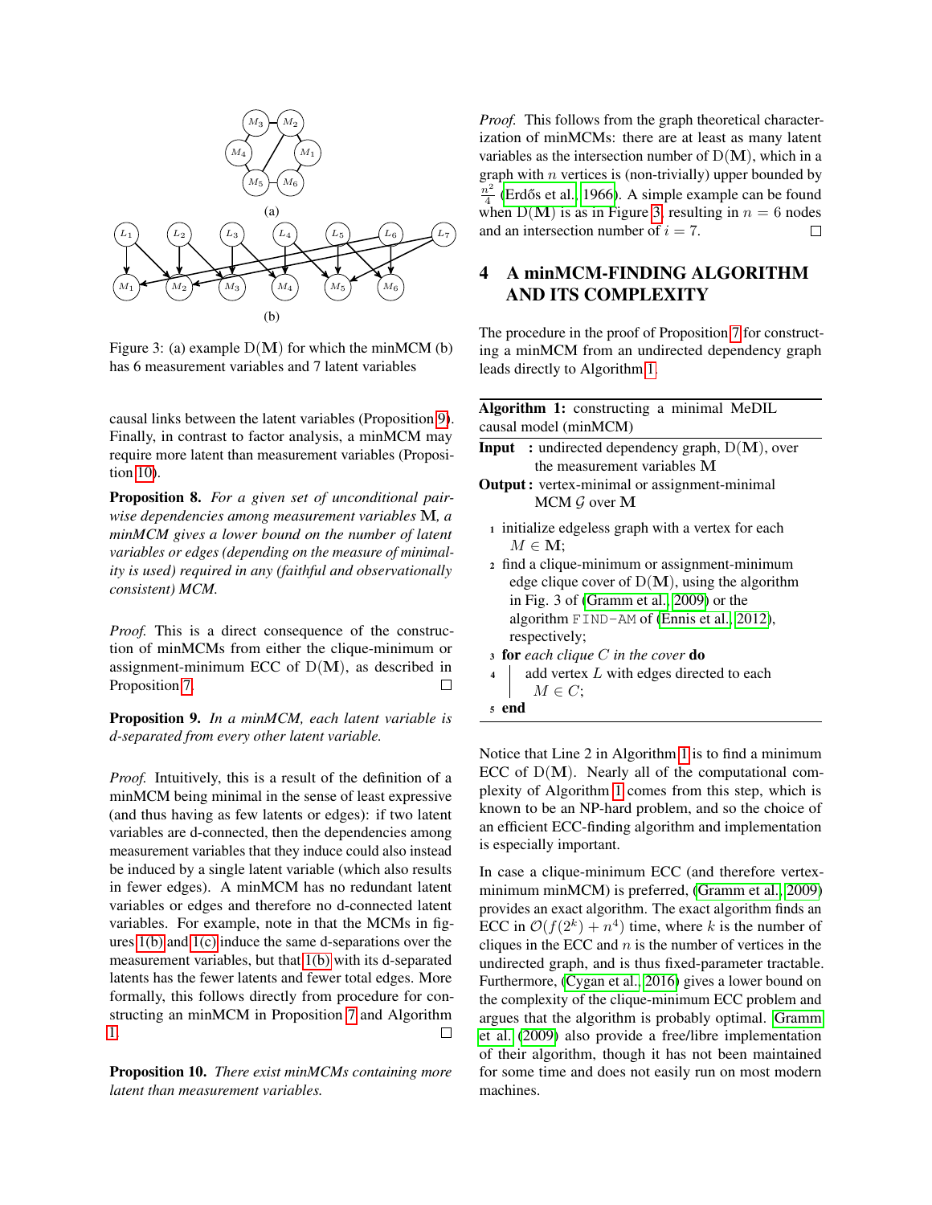Figure 3: (a) example $\mathrm{D}(\mathbf{M})$ for which the minMCM (b) has 6 measurement variables and 7 latent variables

causal links between the latent variables (Proposition 9). Finally, in contrast to factor analysis, a minMCM may require more latent than measurement variables (Proposition 10).

**Proposition 8.** *For a given set of unconditional pairwise dependencies among measurement variables* $\mathbf{M}$*, a minMCM gives a lower bound on the number of latent variables or edges (depending on the measure of minimality is used) required in any (faithful and observationally consistent) MCM.*

*Proof.* This is a direct consequence of the construction of minMCMs from either the clique-minimum or assignment-minimum ECC of $\mathrm{D}(\mathbf{M})$, as described in Proposition 7. □

**Proposition 9.** *In a minMCM, each latent variable is d-separated from every other latent variable.*

*Proof.* Intuitively, this is a result of the definition of a minMCM being minimal in the sense of least expressive (and thus having as few latents or edges): if two latent variables are d-connected, then the dependencies among measurement variables that they induce could also instead be induced by a single latent variable (which also results in fewer edges). A minMCM has no redundant latent variables or edges and therefore no d-connected latent variables. For example, note in that the MCMs in figures 1(b) and 1(c) induce the same d-separations over the measurement variables, but that 1(b) with its d-separated latents has the fewer latents and fewer total edges. More formally, this follows directly from procedure for constructing an minMCM in Proposition 7 and Algorithm 1. □

**Proposition 10.** *There exist minMCMs containing more latent than measurement variables.*

*Proof.* This follows from the graph theoretical characterization of minMCMs: there are at least as many latent variables as the intersection number of $\mathrm{D}(\mathbf{M})$, which in a graph with $n$ vertices is (non-trivially) upper bounded by $\frac{n^2}{4}$ (Erdős et al., 1966). A simple example can be found when $\mathrm{D}(\mathbf{M})$ is as in Figure 3, resulting in $n = 6$ nodes and an intersection number of $i = 7$. □

## 4 A minMCM-FINDING ALGORITHM AND ITS COMPLEXITY

The procedure in the proof of Proposition 7 for constructing a minMCM from an undirected dependency graph leads directly to Algorithm 1.

**Algorithm 1:** constructing a minimal MeDIL causal model (minMCM)

**Input :** undirected dependency graph, $\mathrm{D}(\mathbf{M})$, over the measurement variables $\mathbf{M}$

**Output :** vertex-minimal or assignment-minimal MCM $\mathcal{G}$ over $\mathbf{M}$

```
1 initialize edgeless graph with a vertex for each M ∈ M;
2 find a clique-minimum or assignment-minimum
    edge clique cover of D(M), using the algorithm
    in Fig. 3 of (Gramm et al., 2009) or the
    algorithm FIND-AM of (Ennis et al., 2012),
    respectively;
3 for each clique C in the cover do
4     add vertex L with edges directed to each
        M ∈ C;
5 end
```

Notice that Line 2 in Algorithm 1 is to find a minimum ECC of $\mathrm{D}(\mathbf{M})$. Nearly all of the computational complexity of Algorithm 1 comes from this step, which is known to be an NP-hard problem, and so the choice of an efficient ECC-finding algorithm and implementation is especially important.

In case a clique-minimum ECC (and therefore vertex-minimum minMCM) is preferred, (Gramm et al., 2009) provides an exact algorithm. The exact algorithm finds an ECC in $\mathcal{O}(f(2^k) + n^4)$ time, where $k$ is the number of cliques in the ECC and $n$ is the number of vertices in the undirected graph, and is thus fixed-parameter tractable. Furthermore, (Cygan et al., 2016) gives a lower bound on the complexity of the clique-minimum ECC problem and argues that the algorithm is probably optimal. Gramm et al. (2009) also provide a free/libre implementation of their algorithm, though it has not been maintained for some time and does not easily run on most modern machines.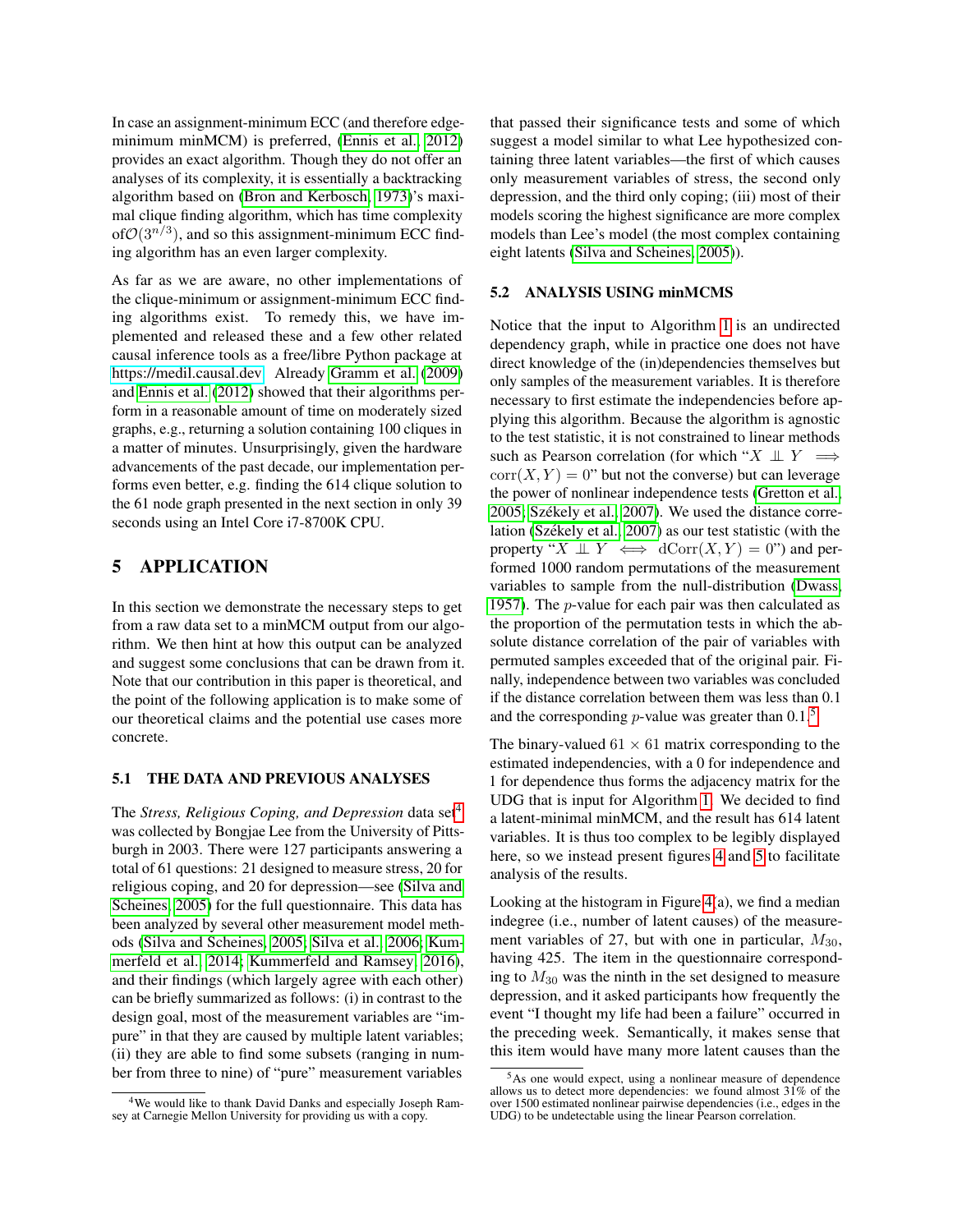In case an assignment-minimum ECC (and therefore edge-minimum minMCM) is preferred, (Ennis et al., 2012) provides an exact algorithm. Though they do not offer an analyses of its complexity, it is essentially a backtracking algorithm based on (Bron and Kerbosch, 1973)'s maximal clique finding algorithm, which has time complexity of $\mathcal{O}(3^{n/3})$, and so this assignment-minimum ECC finding algorithm has an even larger complexity.

As far as we are aware, no other implementations of the clique-minimum or assignment-minimum ECC finding algorithms exist. To remedy this, we have implemented and released these and a few other related causal inference tools as a free/libre Python package at https://medil.causal.dev. Already Gramm et al. (2009) and Ennis et al. (2012) showed that their algorithms perform in a reasonable amount of time on moderately sized graphs, e.g., returning a solution containing 100 cliques in a matter of minutes. Unsurprisingly, given the hardware advancements of the past decade, our implementation performs even better, e.g. finding the 614 clique solution to the 61 node graph presented in the next section in only 39 seconds using an Intel Core i7-8700K CPU.

# 5 APPLICATION

In this section we demonstrate the necessary steps to get from a raw data set to a minMCM output from our algorithm. We then hint at how this output can be analyzed and suggest some conclusions that can be drawn from it. Note that our contribution in this paper is theoretical, and the point of the following application is to make some of our theoretical claims and the potential use cases more concrete.

## 5.1 THE DATA AND PREVIOUS ANALYSES

The *Stress, Religious Coping, and Depression* data set[4] was collected by Bongjae Lee from the University of Pittsburgh in 2003. There were 127 participants answering a total of 61 questions: 21 designed to measure stress, 20 for religious coping, and 20 for depression—see (Silva and Scheines, 2005) for the full questionnaire. This data has been analyzed by several other measurement model methods (Silva and Scheines, 2005; Silva et al., 2006; Kummerfeld et al., 2014; Kummerfeld and Ramsey, 2016), and their findings (which largely agree with each other) can be briefly summarized as follows: (i) in contrast to the design goal, most of the measurement variables are "impure" in that they are caused by multiple latent variables; (ii) they are able to find some subsets (ranging in number from three to nine) of "pure" measurement variables that passed their significance tests and some of which suggest a model similar to what Lee hypothesized containing three latent variables—the first of which causes only measurement variables of stress, the second only depression, and the third only coping; (iii) most of their models scoring the highest significance are more complex models than Lee's model (the most complex containing eight latents (Silva and Scheines, 2005)).

## 5.2 ANALYSIS USING minMCMS

Notice that the input to Algorithm 1 is an undirected dependency graph, while in practice one does not have direct knowledge of the (in)dependencies themselves but only samples of the measurement variables. It is therefore necessary to first estimate the independencies before applying this algorithm. Because the algorithm is agnostic to the test statistic, it is not constrained to linear methods such as Pearson correlation (for which "$X \perp\!\!\!\perp Y \implies \mathrm{corr}(X, Y) = 0$" but not the converse) but can leverage the power of nonlinear independence tests (Gretton et al., 2005; Székely et al., 2007). We used the distance correlation (Székely et al., 2007) as our test statistic (with the property "$X \perp\!\!\!\perp Y \iff \mathrm{dCorr}(X, Y) = 0$") and performed 1000 random permutations of the measurement variables to sample from the null-distribution (Dwass, 1957). The $p$-value for each pair was then calculated as the proportion of the permutation tests in which the absolute distance correlation of the pair of variables with permuted samples exceeded that of the original pair. Finally, independence between two variables was concluded if the distance correlation between them was less than 0.1 and the corresponding $p$-value was greater than 0.1.[5]

The binary-valued $61 \times 61$ matrix corresponding to the estimated independencies, with a 0 for independence and 1 for dependence thus forms the adjacency matrix for the UDG that is input for Algorithm 1. We decided to find a latent-minimal minMCM, and the result has 614 latent variables. It is thus too complex to be legibly displayed here, so we instead present figures 4 and 5 to facilitate analysis of the results.

Looking at the histogram in Figure 4(a), we find a median indegree (i.e., number of latent causes) of the measurement variables of 27, but with one in particular, $M_{30}$, having 425. The item in the questionnaire corresponding to $M_{30}$ was the ninth in the set designed to measure depression, and it asked participants how frequently the event "I thought my life had been a failure" occurred in the preceding week. Semantically, it makes sense that this item would have many more latent causes than the

[4] We would like to thank David Danks and especially Joseph Ramsey at Carnegie Mellon University for providing us with a copy.

[5] As one would expect, using a nonlinear measure of dependence allows us to detect more dependencies: we found almost 31% of the over 1500 estimated nonlinear pairwise dependencies (i.e., edges in the UDG) to be undetectable using the linear Pearson correlation.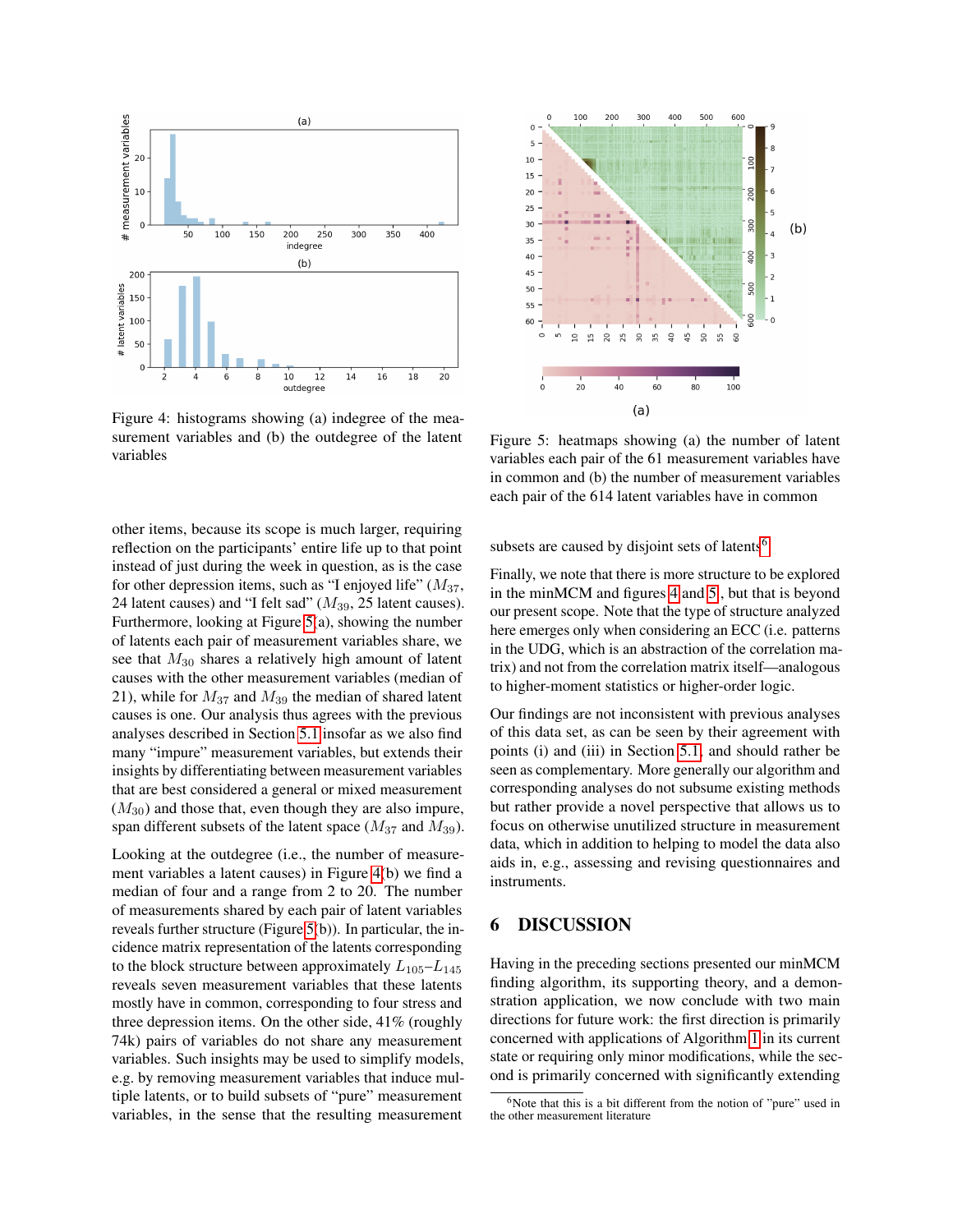Figure 4: histograms showing (a) indegree of the measurement variables and (b) the outdegree of the latent variables

Figure 5: heatmaps showing (a) the number of latent variables each pair of the 61 measurement variables have in common and (b) the number of measurement variables each pair of the 614 latent variables have in common

other items, because its scope is much larger, requiring reflection on the participants' entire life up to that point instead of just during the week in question, as is the case for other depression items, such as "I enjoyed life" ($M_{37}$, 24 latent causes) and "I felt sad" ($M_{39}$, 25 latent causes). Furthermore, looking at Figure 5(a), showing the number of latents each pair of measurement variables share, we see that $M_{30}$ shares a relatively high amount of latent causes with the other measurement variables (median of 21), while for $M_{37}$ and $M_{39}$ the median of shared latent causes is one. Our analysis thus agrees with the previous analyses described in Section 5.1 insofar as we also find many "impure" measurement variables, but extends their insights by differentiating between measurement variables that are best considered a general or mixed measurement ($M_{30}$) and those that, even though they are also impure, span different subsets of the latent space ($M_{37}$ and $M_{39}$).

Looking at the outdegree (i.e., the number of measurement variables a latent causes) in Figure 4(b) we find a median of four and a range from 2 to 20. The number of measurements shared by each pair of latent variables reveals further structure (Figure 5(b)). In particular, the incidence matrix representation of the latents corresponding to the block structure between approximately $L_{105}$–$L_{145}$ reveals seven measurement variables that these latents mostly have in common, corresponding to four stress and three depression items. On the other side, 41% (roughly 74k) pairs of variables do not share any measurement variables. Such insights may be used to simplify models, e.g. by removing measurement variables that induce multiple latents, or to build subsets of "pure" measurement variables, in the sense that the resulting measurement subsets are caused by disjoint sets of latents[6].

Finally, we note that there is more structure to be explored in the minMCM and figures 4 and 5, but that is beyond our present scope. Note that the type of structure analyzed here emerges only when considering an ECC (i.e. patterns in the UDG, which is an abstraction of the correlation matrix) and not from the correlation matrix itself—analogous to higher-moment statistics or higher-order logic.

Our findings are not inconsistent with previous analyses of this data set, as can be seen by their agreement with points (i) and (iii) in Section 5.1, and should rather be seen as complementary. More generally our algorithm and corresponding analyses do not subsume existing methods but rather provide a novel perspective that allows us to focus on otherwise unutilized structure in measurement data, which in addition to helping to model the data also aids in, e.g., assessing and revising questionnaires and instruments.

## 6 DISCUSSION

Having in the preceding sections presented our minMCM finding algorithm, its supporting theory, and a demonstration application, we now conclude with two main directions for future work: the first direction is primarily concerned with applications of Algorithm 1 in its current state or requiring only minor modifications, while the second is primarily concerned with significantly extending

[6] Note that this is a bit different from the notion of "pure" used in the other measurement literature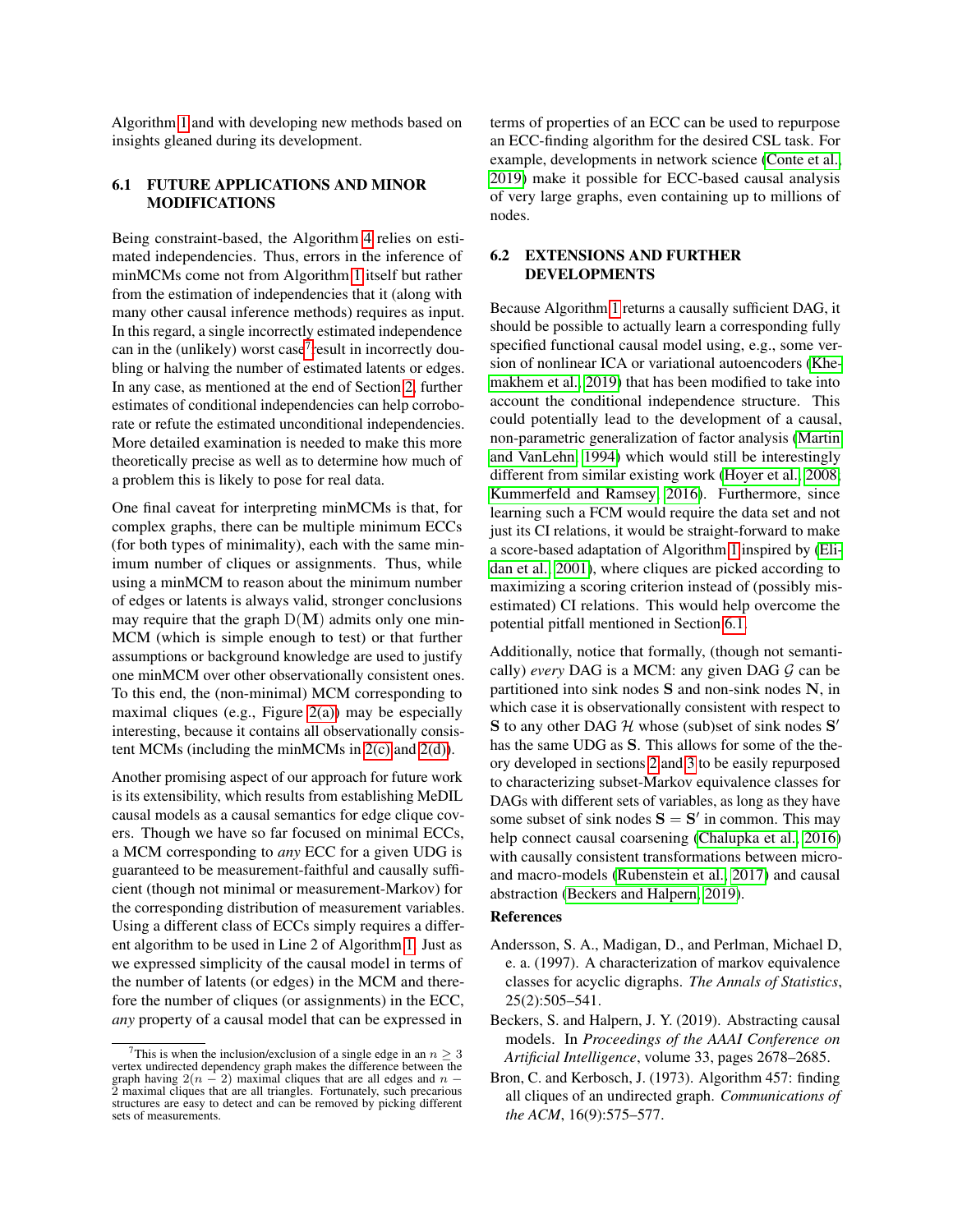Algorithm 1 and with developing new methods based on insights gleaned during its development.

### 6.1 FUTURE APPLICATIONS AND MINOR MODIFICATIONS

Being constraint-based, the Algorithm 4 relies on estimated independences. Thus, errors in the inference of minMCMs come not from Algorithm 1 itself but rather from the estimation of independencies that it (along with many other causal inference methods) requires as input. In this regard, a single incorrectly estimated independence can in the (unlikely) worst case[7] result in incorrectly doubling or halving the number of estimated latents or edges. In any case, as mentioned at the end of Section 2, further estimates of conditional independencies can help corroborate or refute the estimated unconditional independencies. More detailed examination is needed to make this more theoretically precise as well as to determine how much of a problem this is likely to pose for real data.

One final caveat for interpreting minMCMs is that, for complex graphs, there can be multiple minimum ECCs (for both types of minimality), each with the same minimum number of cliques or assignments. Thus, while using a minMCM to reason about the minimum number of edges or latents is always valid, stronger conclusions may require that the graph $\mathrm{D}(\mathbf{M})$ admits only one minMCM (which is simple enough to test) or that further assumptions or background knowledge are used to justify one minMCM over other observationally consistent ones. To this end, the (non-minimal) MCM corresponding to maximal cliques (e.g., Figure 2(a)) may be especially interesting, because it contains all observationally consistent MCMs (including the minMCMs in 2(c) and 2(d)).

Another promising aspect of our approach for future work is its extensibility, which results from establishing MeDIL causal models as a causal semantics for edge clique covers. Though we have so far focused on minimal ECCs, a MCM corresponding to *any* ECC for a given UDG is guaranteed to be measurement-faithful and causally sufficient (though not minimal or measurement-Markov) for the corresponding distribution of measurement variables. Using a different class of ECCs simply requires a different algorithm to be used in Line 2 of Algorithm 1. Just as we expressed simplicity of the causal model in terms of the number of latents (or edges) in the MCM and therefore the number of cliques (or assignments) in the ECC, *any* property of a causal model that can be expressed in terms of properties of an ECC can be used to repurpose an ECC-finding algorithm for the desired CSL task. For example, developments in network science (Conte et al., 2019) make it possible for ECC-based causal analysis of very large graphs, even containing up to millions of nodes.

[7] This is when the inclusion/exclusion of a single edge in an $n \geq 3$ vertex undirected dependency graph makes the difference between the graph having $2(n-2)$ maximal cliques that are all edges and $n-2$ maximal cliques that are all triangles. Fortunately, such precarious structures are easy to detect and can be removed by picking different sets of measurements.

### 6.2 EXTENSIONS AND FURTHER DEVELOPMENTS

Because Algorithm 1 returns a causally sufficient DAG, it should be possible to actually learn a corresponding fully specified functional causal model using, e.g., some version of nonlinear ICA or variational autoencoders (Khemakhem et al., 2019) that has been modified to take into account the conditional independence structure. This could potentially lead to the development of a causal, non-parametric generalization of factor analysis (Martin and VanLehn, 1994) which would still be interestingly different from similar existing work (Hoyer et al., 2008; Kummerfeld and Ramsey, 2016). Furthermore, since learning such a FCM would require the data set and not just its CI relations, it would be straight-forward to make a score-based adaptation of Algorithm 1 inspired by (Elidan et al., 2001), where cliques are picked according to maximizing a scoring criterion instead of (possibly misestimated) CI relations. This would help overcome the potential pitfall mentioned in Section 6.1.

Additionally, notice that formally, (though not semantically) *every* DAG is a MCM: any given DAG $\mathcal{G}$ can be partitioned into sink nodes $\mathbf{S}$ and non-sink nodes $\mathbf{N}$, in which case it is observationally consistent with respect to $\mathbf{S}$ to any other DAG $\mathcal{H}$ whose (sub)set of sink nodes $\mathbf{S}'$ has the same UDG as $\mathbf{S}$. This allows for some of the theory developed in sections 2 and 3 to be easily repurposed to characterizing subset-Markov equivalence classes for DAGs with different sets of variables, as long as they have some subset of sink nodes $\mathbf{S} = \mathbf{S}'$ in common. This may help connect causal coarsening (Chalupka et al., 2016) with causally consistent transformations between micro- and macro-models (Rubenstein et al., 2017) and causal abstraction (Beckers and Halpern, 2019).

**References**

Andersson, S. A., Madigan, D., and Perlman, Michael D, e. a. (1997). A characterization of markov equivalence classes for acyclic digraphs. *The Annals of Statistics*, 25(2):505–541.

Beckers, S. and Halpern, J. Y. (2019). Abstracting causal models. In *Proceedings of the AAAI Conference on Artificial Intelligence*, volume 33, pages 2678–2685.

Bron, C. and Kerbosch, J. (1973). Algorithm 457: finding all cliques of an undirected graph. *Communications of the ACM*, 16(9):575–577.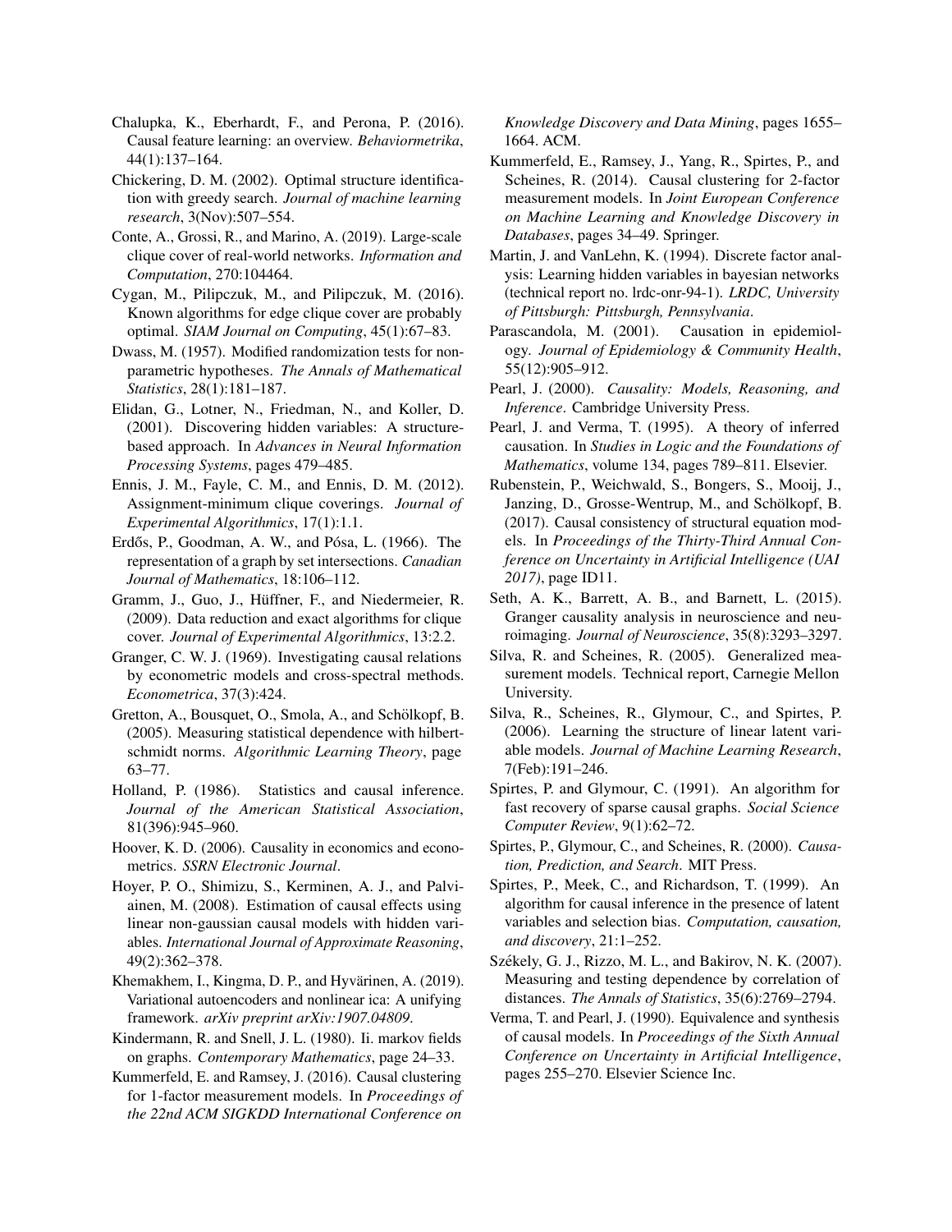Chalupka, K., Eberhardt, F., and Perona, P. (2016). Causal feature learning: an overview. *Behaviormetrika*, 44(1):137–164.

Chickering, D. M. (2002). Optimal structure identification with greedy search. *Journal of machine learning research*, 3(Nov):507–554.

Conte, A., Grossi, R., and Marino, A. (2019). Large-scale clique cover of real-world networks. *Information and Computation*, 270:104464.

Cygan, M., Pilipczuk, M., and Pilipczuk, M. (2016). Known algorithms for edge clique cover are probably optimal. *SIAM Journal on Computing*, 45(1):67–83.

Dwass, M. (1957). Modified randomization tests for nonparametric hypotheses. *The Annals of Mathematical Statistics*, 28(1):181–187.

Elidan, G., Lotner, N., Friedman, N., and Koller, D. (2001). Discovering hidden variables: A structure-based approach. In *Advances in Neural Information Processing Systems*, pages 479–485.

Ennis, J. M., Fayle, C. M., and Ennis, D. M. (2012). Assignment-minimum clique coverings. *Journal of Experimental Algorithmics*, 17(1):1.1.

Erdős, P., Goodman, A. W., and Pósa, L. (1966). The representation of a graph by set intersections. *Canadian Journal of Mathematics*, 18:106–112.

Gramm, J., Guo, J., Hüffner, F., and Niedermeier, R. (2009). Data reduction and exact algorithms for clique cover. *Journal of Experimental Algorithmics*, 13:2.2.

Granger, C. W. J. (1969). Investigating causal relations by econometric models and cross-spectral methods. *Econometrica*, 37(3):424.

Gretton, A., Bousquet, O., Smola, A., and Schölkopf, B. (2005). Measuring statistical dependence with hilbert-schmidt norms. *Algorithmic Learning Theory*, page 63–77.

Holland, P. (1986). Statistics and causal inference. *Journal of the American Statistical Association*, 81(396):945–960.

Hoover, K. D. (2006). Causality in economics and econometrics. *SSRN Electronic Journal*.

Hoyer, P. O., Shimizu, S., Kerminen, A. J., and Palviainen, M. (2008). Estimation of causal effects using linear non-gaussian causal models with hidden variables. *International Journal of Approximate Reasoning*, 49(2):362–378.

Khemakhem, I., Kingma, D. P., and Hyvärinen, A. (2019). Variational autoencoders and nonlinear ica: A unifying framework. *arXiv preprint arXiv:1907.04809*.

Kindermann, R. and Snell, J. L. (1980). Ii. markov fields on graphs. *Contemporary Mathematics*, page 24–33.

Kummerfeld, E. and Ramsey, J. (2016). Causal clustering for 1-factor measurement models. In *Proceedings of the 22nd ACM SIGKDD International Conference on Knowledge Discovery and Data Mining*, pages 1655–1664. ACM.

Kummerfeld, E., Ramsey, J., Yang, R., Spirtes, P., and Scheines, R. (2014). Causal clustering for 2-factor measurement models. In *Joint European Conference on Machine Learning and Knowledge Discovery in Databases*, pages 34–49. Springer.

Martin, J. and VanLehn, K. (1994). Discrete factor analysis: Learning hidden variables in bayesian networks (technical report no. lrdc-onr-94-1). *LRDC, University of Pittsburgh: Pittsburgh, Pennsylvania*.

Parascandola, M. (2001). Causation in epidemiology. *Journal of Epidemiology & Community Health*, 55(12):905–912.

Pearl, J. (2000). *Causality: Models, Reasoning, and Inference*. Cambridge University Press.

Pearl, J. and Verma, T. (1995). A theory of inferred causation. In *Studies in Logic and the Foundations of Mathematics*, volume 134, pages 789–811. Elsevier.

Rubenstein, P., Weichwald, S., Bongers, S., Mooij, J., Janzing, D., Grosse-Wentrup, M., and Schölkopf, B. (2017). Causal consistency of structural equation models. In *Proceedings of the Thirty-Third Annual Conference on Uncertainty in Artificial Intelligence (UAI 2017)*, page ID11.

Seth, A. K., Barrett, A. B., and Barnett, L. (2015). Granger causality analysis in neuroscience and neuroimaging. *Journal of Neuroscience*, 35(8):3293–3297.

Silva, R. and Scheines, R. (2005). Generalized measurement models. Technical report, Carnegie Mellon University.

Silva, R., Scheines, R., Glymour, C., and Spirtes, P. (2006). Learning the structure of linear latent variable models. *Journal of Machine Learning Research*, 7(Feb):191–246.

Spirtes, P. and Glymour, C. (1991). An algorithm for fast recovery of sparse causal graphs. *Social Science Computer Review*, 9(1):62–72.

Spirtes, P., Glymour, C., and Scheines, R. (2000). *Causation, Prediction, and Search*. MIT Press.

Spirtes, P., Meek, C., and Richardson, T. (1999). An algorithm for causal inference in the presence of latent variables and selection bias. *Computation, causation, and discovery*, 21:1–252.

Székely, G. J., Rizzo, M. L., and Bakirov, N. K. (2007). Measuring and testing dependence by correlation of distances. *The Annals of Statistics*, 35(6):2769–2794.

Verma, T. and Pearl, J. (1990). Equivalence and synthesis of causal models. In *Proceedings of the Sixth Annual Conference on Uncertainty in Artificial Intelligence*, pages 255–270. Elsevier Science Inc.